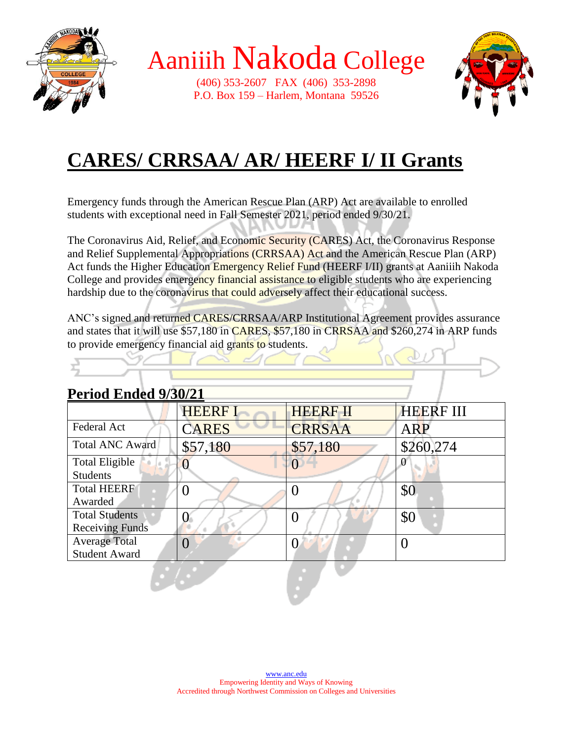# Aaniiih Nakoda College

(406) 353-2607 FAX (406) 353-2898
P.O. Box 159 – Harlem, Montana 59526

# CARES/ CRRSAA/ AR/ HEERF I/ II Grants

Emergency funds through the American Rescue Plan (ARP) Act are available to enrolled students with exceptional need in Fall Semester 2021, period ended 9/30/21.

The Coronavirus Aid, Relief, and Economic Security (CARES) Act, the Coronavirus Response and Relief Supplemental Appropriations (CRRSAA) Act and the American Rescue Plan (ARP) Act funds the Higher Education Emergency Relief Fund (HEERF I/II) grants at Aaniiih Nakoda College and provides emergency financial assistance to eligible students who are experiencing hardship due to the coronavirus that could adversely affect their educational success.

ANC's signed and returned CARES/CRRSAA/ARP Institutional Agreement provides assurance and states that it will use $57,180 in CARES, $57,180 in CRRSAA and $260,274 in ARP funds to provide emergency financial aid grants to students.

## Period Ended 9/30/21

| | HEERF I | HEERF II | HEERF III |
|---|---|---|---|
| Federal Act | CARES | CRRSAA | ARP |
| Total ANC Award | $57,180 | $57,180 | $260,274 |
| Total Eligible Students | 0 | 0 | 0 |
| Total HEERF Awarded | 0 | 0 | $0 |
| Total Students Receiving Funds | 0 | 0 | $0 |
| Average Total Student Award | 0 | 0 | 0 |

www.anc.edu
Empowering Identity and Ways of Knowing
Accredited through Northwest Commission on Colleges and Universities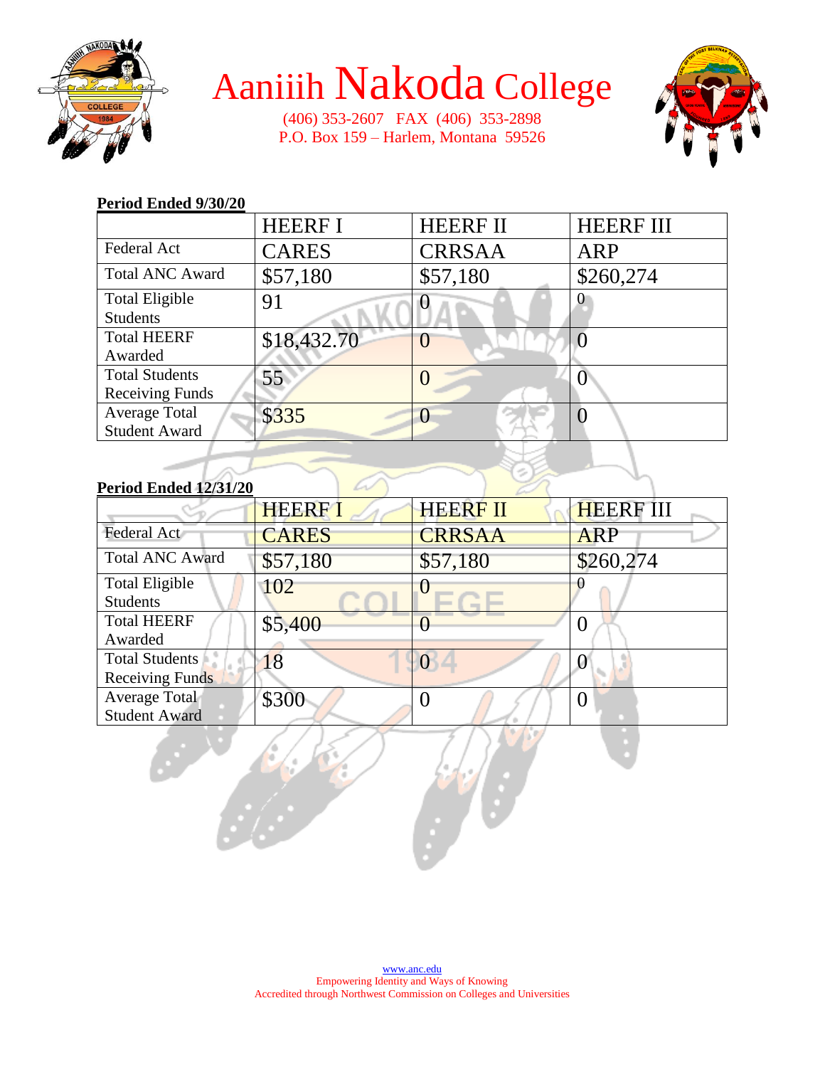# Aaniiih Nakoda College

(406) 353-2607 FAX (406) 353-2898
P.O. Box 159 – Harlem, Montana 59526

**Period Ended 9/30/20**

| | HEERF I | HEERF II | HEERF III |
|---|---|---|---|
| Federal Act | CARES | CRRSAA | ARP |
| Total ANC Award | $57,180 | $57,180 | $260,274 |
| Total Eligible Students | 91 | 0 | 0 |
| Total HEERF Awarded | $18,432.70 | 0 | 0 |
| Total Students Receiving Funds | 55 | 0 | 0 |
| Average Total Student Award | $335 | 0 | 0 |

**Period Ended 12/31/20**

| | HEERF I | HEERF II | HEERF III |
|---|---|---|---|
| Federal Act | CARES | CRRSAA | ARP |
| Total ANC Award | $57,180 | $57,180 | $260,274 |
| Total Eligible Students | 102 | 0 | 0 |
| Total HEERF Awarded | $5,400 | 0 | 0 |
| Total Students Receiving Funds | 18 | 0 | 0 |
| Average Total Student Award | $300 | 0 | 0 |

www.anc.edu
Empowering Identity and Ways of Knowing
Accredited through Northwest Commission on Colleges and Universities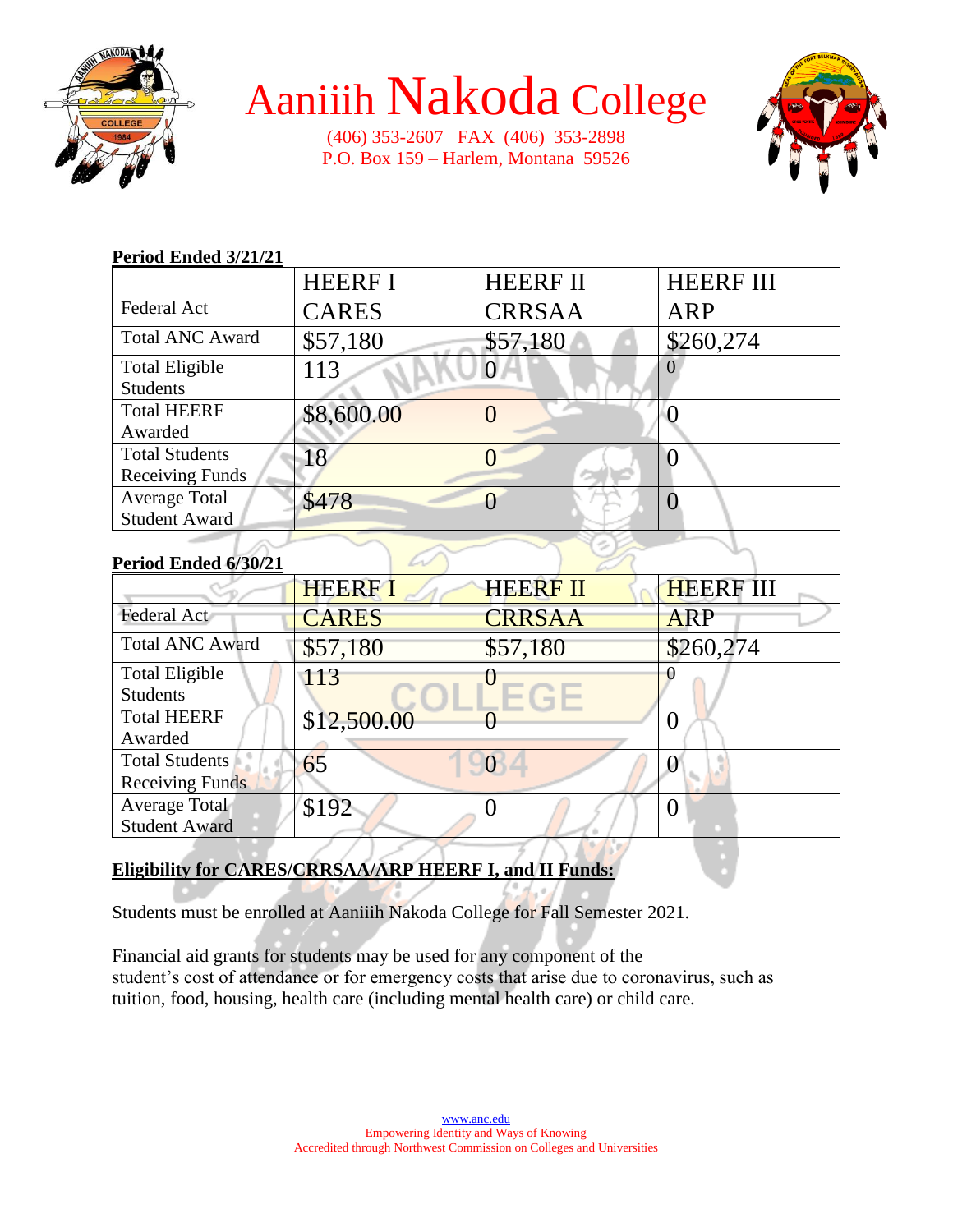# Aaniiih Nakoda College

(406) 353-2607 FAX (406) 353-2898
P.O. Box 159 – Harlem, Montana 59526

**Period Ended 3/21/21**

| | HEERF I | HEERF II | HEERF III |
|---|---|---|---|
| Federal Act | CARES | CRRSAA | ARP |
| Total ANC Award | $57,180 | $57,180 | $260,274 |
| Total Eligible Students | 113 | 0 | 0 |
| Total HEERF Awarded | $8,600.00 | 0 | 0 |
| Total Students Receiving Funds | 18 | 0 | 0 |
| Average Total Student Award | $478 | 0 | 0 |

**Period Ended 6/30/21**

| | HEERF I | HEERF II | HEERF III |
|---|---|---|---|
| Federal Act | CARES | CRRSAA | ARP |
| Total ANC Award | $57,180 | $57,180 | $260,274 |
| Total Eligible Students | 113 | 0 | 0 |
| Total HEERF Awarded | $12,500.00 | 0 | 0 |
| Total Students Receiving Funds | 65 | 0 | 0 |
| Average Total Student Award | $192 | 0 | 0 |

**Eligibility for CARES/CRRSAA/ARP HEERF I, and II Funds:**

Students must be enrolled at Aaniiih Nakoda College for Fall Semester 2021.

Financial aid grants for students may be used for any component of the student's cost of attendance or for emergency costs that arise due to coronavirus, such as tuition, food, housing, health care (including mental health care) or child care.

www.anc.edu
Empowering Identity and Ways of Knowing
Accredited through Northwest Commission on Colleges and Universities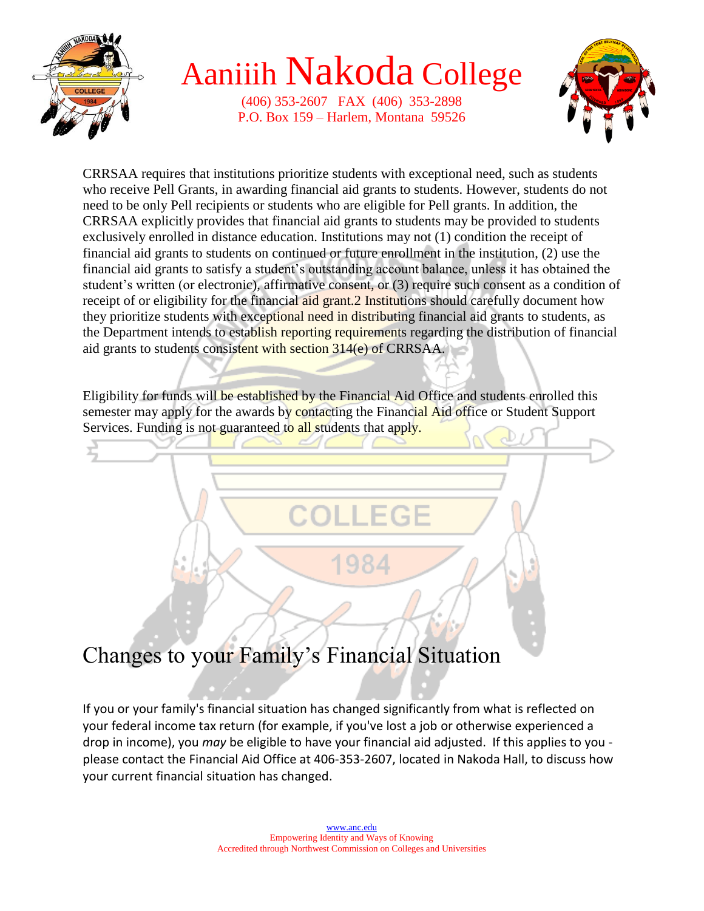CRRSAA requires that institutions prioritize students with exceptional need, such as students who receive Pell Grants, in awarding financial aid grants to students. However, students do not need to be only Pell recipients or students who are eligible for Pell grants. In addition, the CRRSAA explicitly provides that financial aid grants to students may be provided to students exclusively enrolled in distance education. Institutions may not (1) condition the receipt of financial aid grants to students on continued or future enrollment in the institution, (2) use the financial aid grants to satisfy a student's outstanding account balance, unless it has obtained the student's written (or electronic), affirmative consent, or (3) require such consent as a condition of receipt of or eligibility for the financial aid grant.[2] Institutions should carefully document how they prioritize students with exceptional need in distributing financial aid grants to students, as the Department intends to establish reporting requirements regarding the distribution of financial aid grants to students consistent with section 314(e) of CRRSAA.

Eligibility for funds will be established by the Financial Aid Office and students enrolled this semester may apply for the awards by contacting the Financial Aid office or Student Support Services. Funding is not guaranteed to all students that apply.

## Changes to your Family's Financial Situation

If you or your family's financial situation has changed significantly from what is reflected on your federal income tax return (for example, if you've lost a job or otherwise experienced a drop in income), you *may* be eligible to have your financial aid adjusted. If this applies to you - please contact the Financial Aid Office at 406-353-2607, located in Nakoda Hall, to discuss how your current financial situation has changed.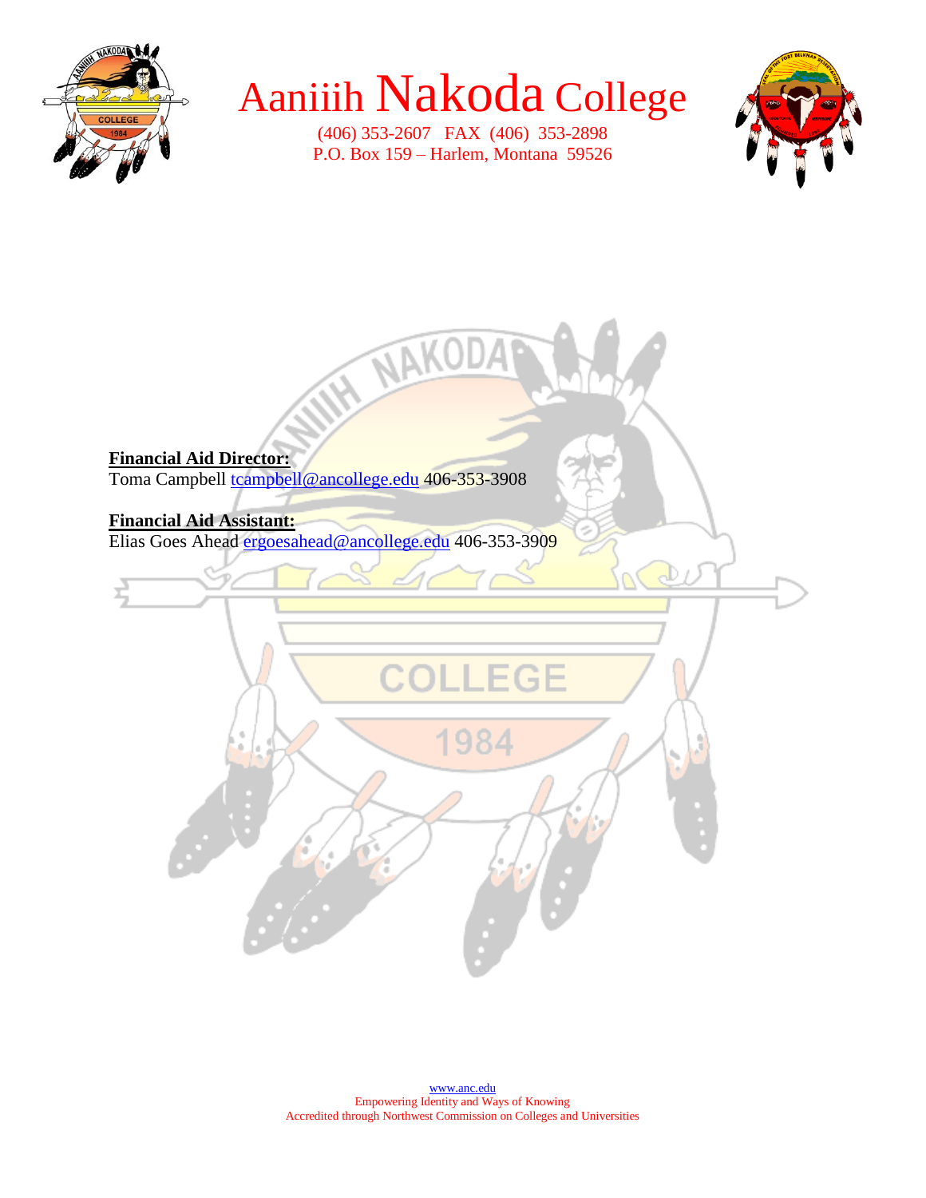# Aaniiih Nakoda College

(406) 353-2607 FAX (406) 353-2898
P.O. Box 159 – Harlem, Montana 59526

**Financial Aid Director:**
Toma Campbell tcampbell@ancollege.edu 406-353-3908

**Financial Aid Assistant:**
Elias Goes Ahead ergoesahead@ancollege.edu 406-353-3909

www.anc.edu
Empowering Identity and Ways of Knowing
Accredited through Northwest Commission on Colleges and Universities